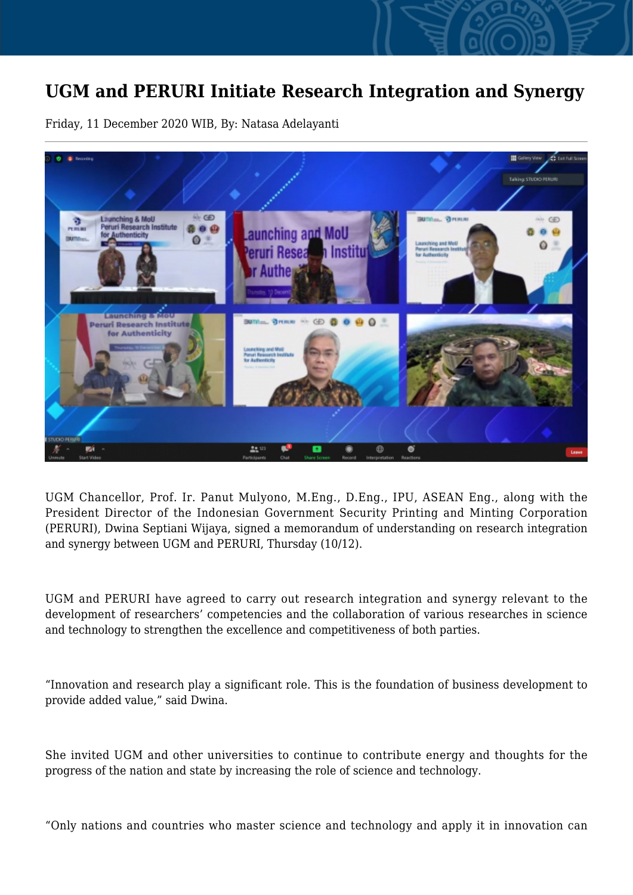# UGM and PERURI Initiate Research Integration and Synergy

Friday, 11 December 2020 WIB, By: Natasa Adelayanti

UGM Chancellor, Prof. Ir. Panut Mulyono, M.Eng., D.Eng., IPU, ASEAN Eng., along with the President Director of the Indonesian Government Security Printing and Minting Corporation (PERURI), Dwina Septiani Wijaya, signed a memorandum of understanding on research integration and synergy between UGM and PERURI, Thursday (10/12).

UGM and PERURI have agreed to carry out research integration and synergy relevant to the development of researchers' competencies and the collaboration of various researches in science and technology to strengthen the excellence and competitiveness of both parties.

"Innovation and research play a significant role. This is the foundation of business development to provide added value," said Dwina.

She invited UGM and other universities to continue to contribute energy and thoughts for the progress of the nation and state by increasing the role of science and technology.

"Only nations and countries who master science and technology and apply it in innovation can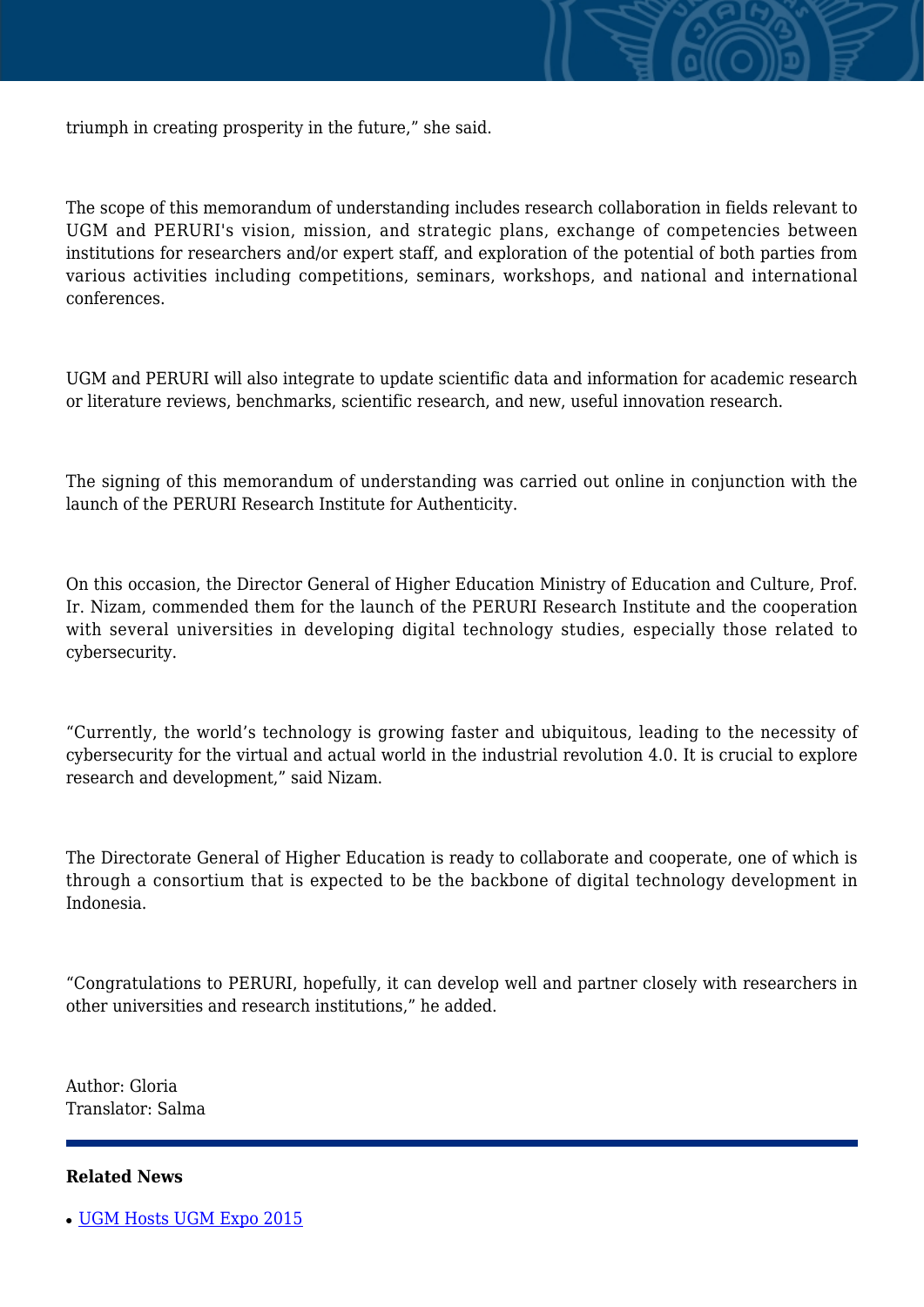triumph in creating prosperity in the future," she said.

The scope of this memorandum of understanding includes research collaboration in fields relevant to UGM and PERURI's vision, mission, and strategic plans, exchange of competencies between institutions for researchers and/or expert staff, and exploration of the potential of both parties from various activities including competitions, seminars, workshops, and national and international conferences.

UGM and PERURI will also integrate to update scientific data and information for academic research or literature reviews, benchmarks, scientific research, and new, useful innovation research.

The signing of this memorandum of understanding was carried out online in conjunction with the launch of the PERURI Research Institute for Authenticity.

On this occasion, the Director General of Higher Education Ministry of Education and Culture, Prof. Ir. Nizam, commended them for the launch of the PERURI Research Institute and the cooperation with several universities in developing digital technology studies, especially those related to cybersecurity.

"Currently, the world's technology is growing faster and ubiquitous, leading to the necessity of cybersecurity for the virtual and actual world in the industrial revolution 4.0. It is crucial to explore research and development," said Nizam.

The Directorate General of Higher Education is ready to collaborate and cooperate, one of which is through a consortium that is expected to be the backbone of digital technology development in Indonesia.

"Congratulations to PERURI, hopefully, it can develop well and partner closely with researchers in other universities and research institutions," he added.

Author: Gloria
Translator: Salma

**Related News**

- UGM Hosts UGM Expo 2015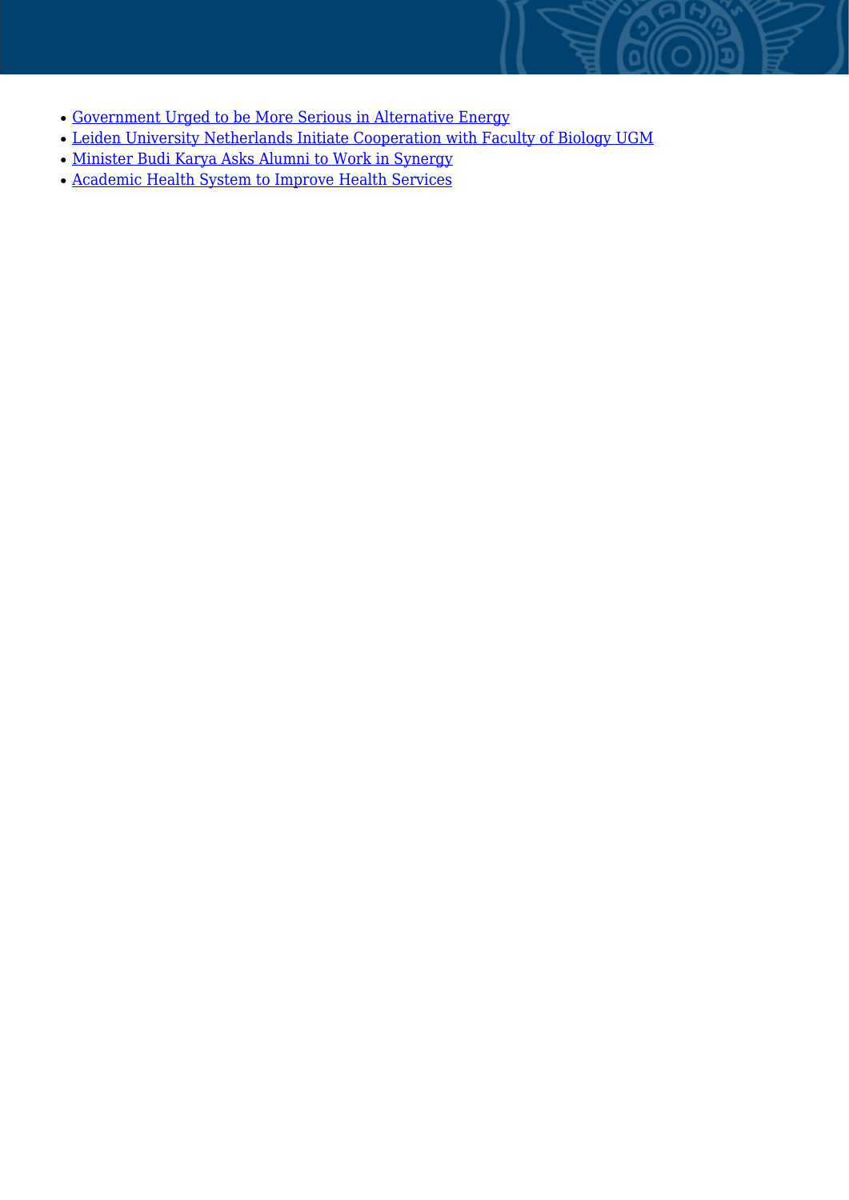- Government Urged to be More Serious in Alternative Energy
- Leiden University Netherlands Initiate Cooperation with Faculty of Biology UGM
- Minister Budi Karya Asks Alumni to Work in Synergy
- Academic Health System to Improve Health Services